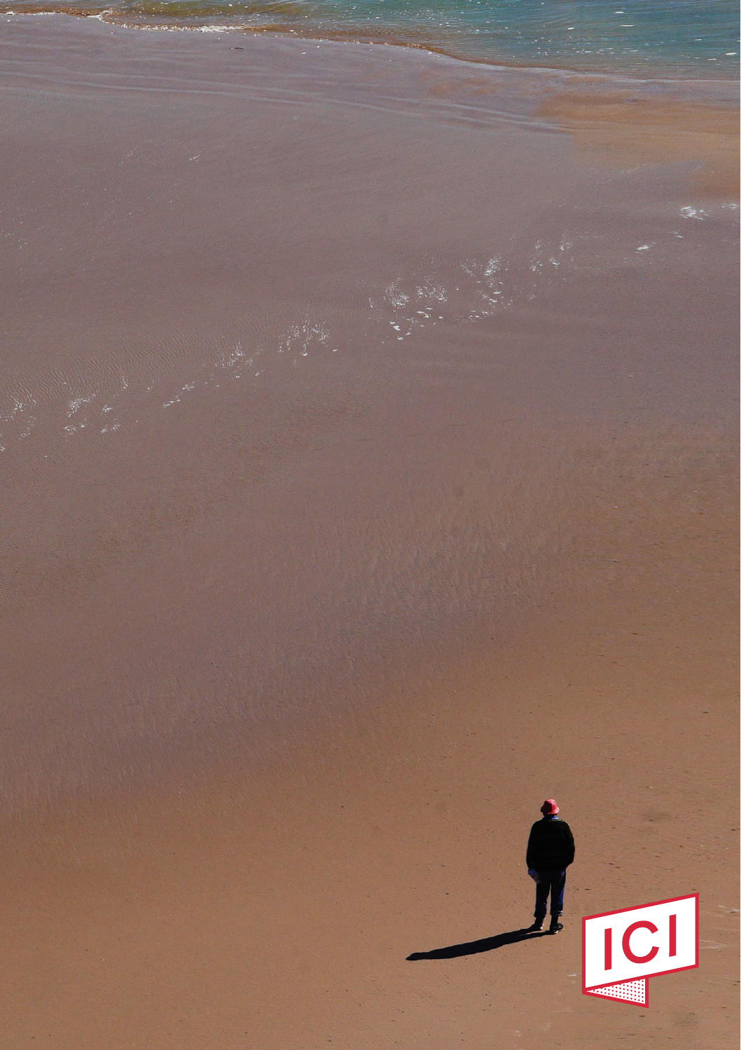ICI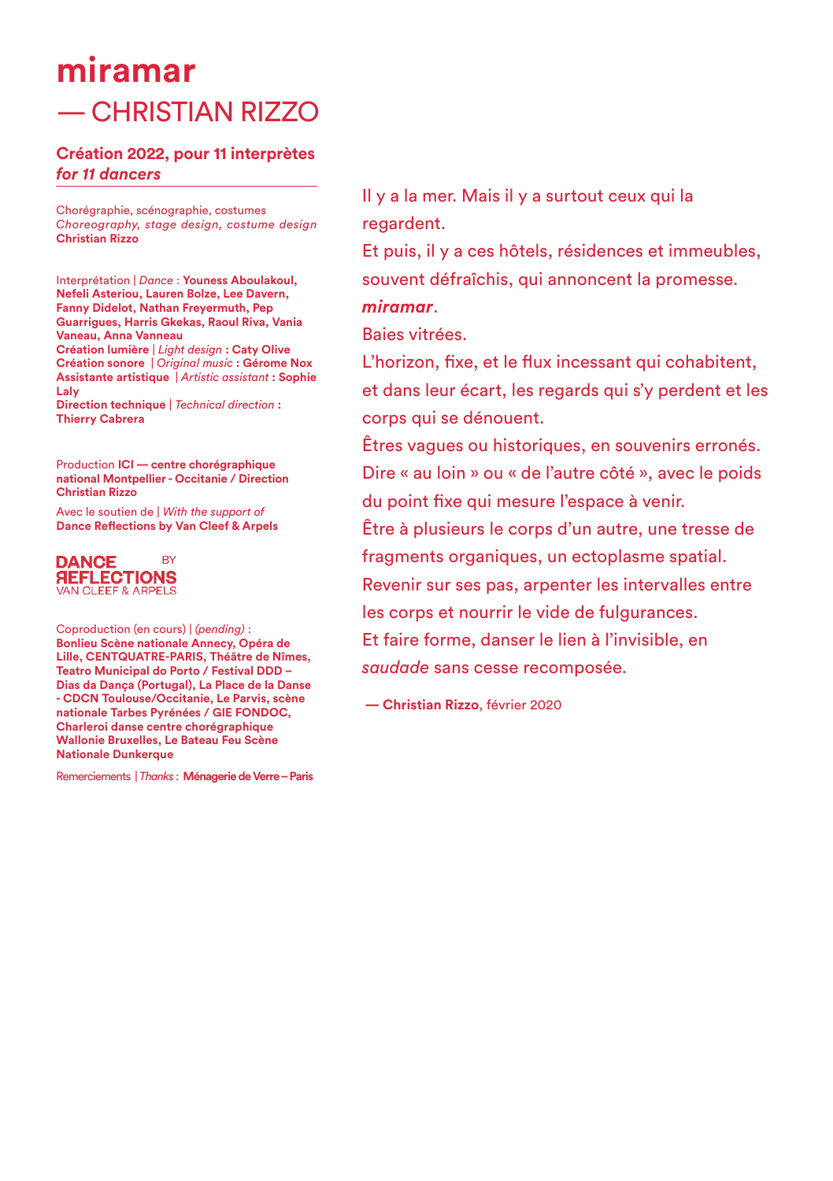# miramar

## — CHRISTIAN RIZZO

**Création 2022, pour 11 interprètes**
***for 11 dancers***

Chorégraphie, scénographie, costumes
*Choreography, stage design, costume design*
**Christian Rizzo**

Interprétation | *Dance* : **Youness Aboulakoul, Nefeli Asteriou, Lauren Bolze, Lee Davern, Fanny Didelot, Nathan Freyermuth, Pep Guarrigues, Harris Gkekas, Raoul Riva, Vania Vaneau, Anna Vanneau**
**Création lumière** | *Light design* **: Caty Olive**
**Création sonore** | *Original music* **: Gérome Nox**
**Assistante artistique** | *Artistic assistant* **: Sophie Laly**
**Direction technique** | *Technical direction* **: Thierry Cabrera**

Production **ICI — centre chorégraphique national Montpellier - Occitanie / Direction Christian Rizzo**

Avec le soutien de | *With the support of*
**Dance Reflections by Van Cleef & Arpels**

DANCE REFLECTIONS BY VAN CLEEF & ARPELS

Coproduction (en cours) | *(pending)* :
**Bonlieu Scène nationale Annecy, Opéra de Lille, CENTQUATRE-PARIS, Théâtre de Nîmes, Teatro Municipal do Porto / Festival DDD – Dias da Dança (Portugal), La Place de la Danse - CDCN Toulouse/Occitanie, Le Parvis, scène nationale Tarbes Pyrénées / GIE FONDOC, Charleroi danse centre chorégraphique Wallonie Bruxelles, Le Bateau Feu Scène Nationale Dunkerque**

Remerciements | *Thanks* : **Ménagerie de Verre – Paris**

Il y a la mer. Mais il y a surtout ceux qui la regardent.
Et puis, il y a ces hôtels, résidences et immeubles, souvent défraîchis, qui annoncent la promesse.
***miramar***.
Baies vitrées.
L'horizon, fixe, et le flux incessant qui cohabitent, et dans leur écart, les regards qui s'y perdent et les corps qui se dénouent.
Êtres vagues ou historiques, en souvenirs erronés.
Dire « au loin » ou « de l'autre côté », avec le poids du point fixe qui mesure l'espace à venir.
Être à plusieurs le corps d'un autre, une tresse de fragments organiques, un ectoplasme spatial.
Revenir sur ses pas, arpenter les intervalles entre les corps et nourrir le vide de fulgurances.
Et faire forme, danser le lien à l'invisible, en *saudade* sans cesse recomposée.

**— Christian Rizzo**, février 2020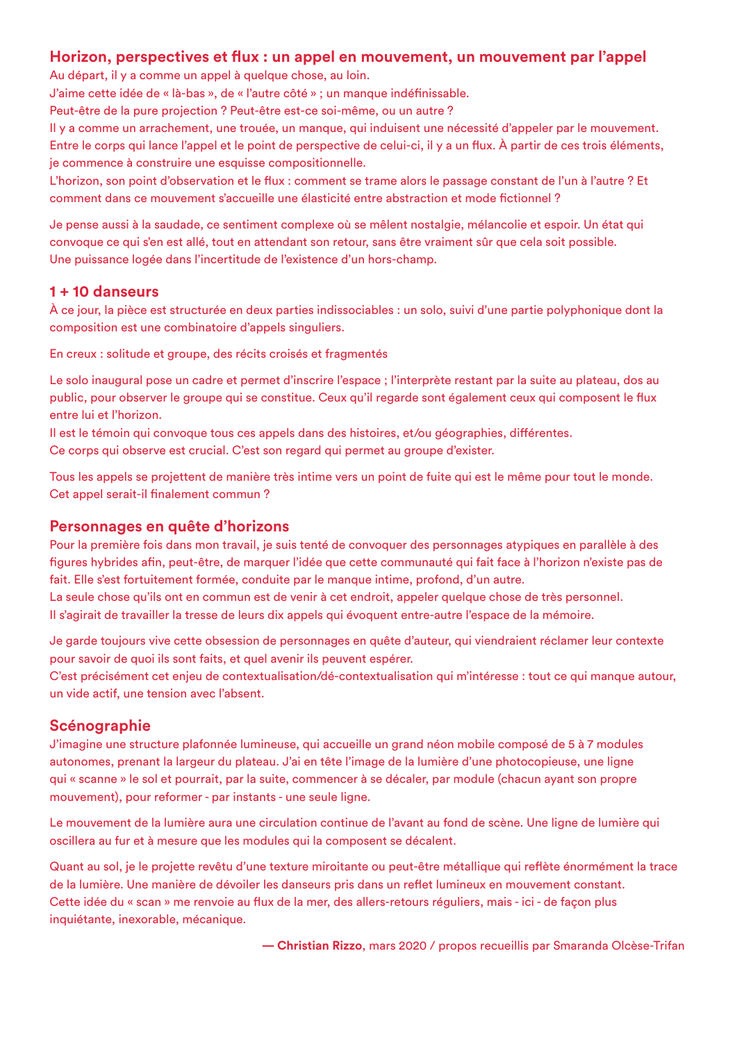## Horizon, perspectives et flux : un appel en mouvement, un mouvement par l'appel

Au départ, il y a comme un appel à quelque chose, au loin.
J'aime cette idée de « là-bas », de « l'autre côté » ; un manque indéfinissable.
Peut-être de la pure projection ? Peut-être est-ce soi-même, ou un autre ?
Il y a comme un arrachement, une trouée, un manque, qui induisent une nécessité d'appeler par le mouvement.
Entre le corps qui lance l'appel et le point de perspective de celui-ci, il y a un flux. À partir de ces trois éléments, je commence à construire une esquisse compositionnelle.
L'horizon, son point d'observation et le flux : comment se trame alors le passage constant de l'un à l'autre ? Et comment dans ce mouvement s'accueille une élasticité entre abstraction et mode fictionnel ?

Je pense aussi à la saudade, ce sentiment complexe où se mêlent nostalgie, mélancolie et espoir. Un état qui convoque ce qui s'en est allé, tout en attendant son retour, sans être vraiment sûr que cela soit possible.
Une puissance logée dans l'incertitude de l'existence d'un hors-champ.

## 1 + 10 danseurs

À ce jour, la pièce est structurée en deux parties indissociables : un solo, suivi d'une partie polyphonique dont la composition est une combinatoire d'appels singuliers.

En creux : solitude et groupe, des récits croisés et fragmentés

Le solo inaugural pose un cadre et permet d'inscrire l'espace ; l'interprète restant par la suite au plateau, dos au public, pour observer le groupe qui se constitue. Ceux qu'il regarde sont également ceux qui composent le flux entre lui et l'horizon.
Il est le témoin qui convoque tous ces appels dans des histoires, et/ou géographies, différentes.
Ce corps qui observe est crucial. C'est son regard qui permet au groupe d'exister.

Tous les appels se projettent de manière très intime vers un point de fuite qui est le même pour tout le monde.
Cet appel serait-il finalement commun ?

## Personnages en quête d'horizons

Pour la première fois dans mon travail, je suis tenté de convoquer des personnages atypiques en parallèle à des figures hybrides afin, peut-être, de marquer l'idée que cette communauté qui fait face à l'horizon n'existe pas de fait. Elle s'est fortuitement formée, conduite par le manque intime, profond, d'un autre.
La seule chose qu'ils ont en commun est de venir à cet endroit, appeler quelque chose de très personnel.
Il s'agirait de travailler la tresse de leurs dix appels qui évoquent entre-autre l'espace de la mémoire.

Je garde toujours vive cette obsession de personnages en quête d'auteur, qui viendraient réclamer leur contexte pour savoir de quoi ils sont faits, et quel avenir ils peuvent espérer.
C'est précisément cet enjeu de contextualisation/dé-contextualisation qui m'intéresse : tout ce qui manque autour, un vide actif, une tension avec l'absent.

## Scénographie

J'imagine une structure plafonnée lumineuse, qui accueille un grand néon mobile composé de 5 à 7 modules autonomes, prenant la largeur du plateau. J'ai en tête l'image de la lumière d'une photocopieuse, une ligne qui « scanne » le sol et pourrait, par la suite, commencer à se décaler, par module (chacun ayant son propre mouvement), pour reformer - par instants - une seule ligne.

Le mouvement de la lumière aura une circulation continue de l'avant au fond de scène. Une ligne de lumière qui oscillera au fur et à mesure que les modules qui la composent se décalent.

Quant au sol, je le projette revêtu d'une texture miroitante ou peut-être métallique qui reflète énormément la trace de la lumière. Une manière de dévoiler les danseurs pris dans un reflet lumineux en mouvement constant.
Cette idée du « scan » me renvoie au flux de la mer, des allers-retours réguliers, mais - ici - de façon plus inquiétante, inexorable, mécanique.

**— Christian Rizzo**, mars 2020 / propos recueillis par Smaranda Olcèse-Trifan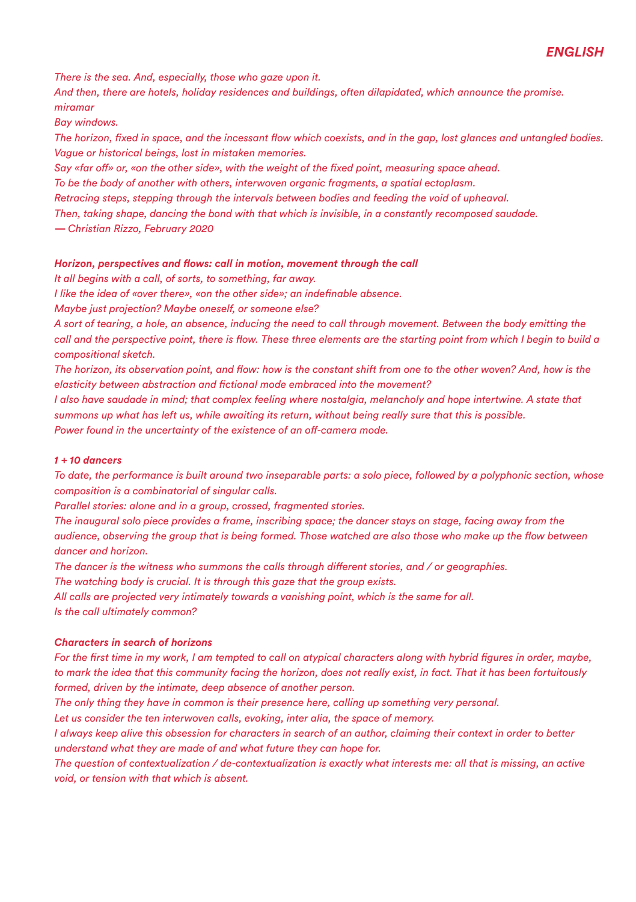### *ENGLISH*

*There is the sea. And, especially, those who gaze upon it.*
*And then, there are hotels, holiday residences and buildings, often dilapidated, which announce the promise.*
*miramar*
*Bay windows.*
*The horizon, fixed in space, and the incessant flow which coexists, and in the gap, lost glances and untangled bodies.*
*Vague or historical beings, lost in mistaken memories.*
*Say «far off» or, «on the other side», with the weight of the fixed point, measuring space ahead.*
*To be the body of another with others, interwoven organic fragments, a spatial ectoplasm.*
*Retracing steps, stepping through the intervals between bodies and feeding the void of upheaval.*
*Then, taking shape, dancing the bond with that which is invisible, in a constantly recomposed saudade.*
*— Christian Rizzo, February 2020*

***Horizon, perspectives and flows: call in motion, movement through the call***

*It all begins with a call, of sorts, to something, far away.*
*I like the idea of «over there», «on the other side»; an indefinable absence.*
*Maybe just projection? Maybe oneself, or someone else?*
*A sort of tearing, a hole, an absence, inducing the need to call through movement. Between the body emitting the call and the perspective point, there is flow. These three elements are the starting point from which I begin to build a compositional sketch.*
*The horizon, its observation point, and flow: how is the constant shift from one to the other woven? And, how is the elasticity between abstraction and fictional mode embraced into the movement?*
*I also have saudade in mind; that complex feeling where nostalgia, melancholy and hope intertwine. A state that summons up what has left us, while awaiting its return, without being really sure that this is possible.*
*Power found in the uncertainty of the existence of an off-camera mode.*

***1 + 10 dancers***

*To date, the performance is built around two inseparable parts: a solo piece, followed by a polyphonic section, whose composition is a combinatorial of singular calls.*
*Parallel stories: alone and in a group, crossed, fragmented stories.*
*The inaugural solo piece provides a frame, inscribing space; the dancer stays on stage, facing away from the audience, observing the group that is being formed. Those watched are also those who make up the flow between dancer and horizon.*
*The dancer is the witness who summons the calls through different stories, and / or geographies.*
*The watching body is crucial. It is through this gaze that the group exists.*
*All calls are projected very intimately towards a vanishing point, which is the same for all.*
*Is the call ultimately common?*

***Characters in search of horizons***

*For the first time in my work, I am tempted to call on atypical characters along with hybrid figures in order, maybe, to mark the idea that this community facing the horizon, does not really exist, in fact. That it has been fortuitously formed, driven by the intimate, deep absence of another person.*
*The only thing they have in common is their presence here, calling up something very personal.*
*Let us consider the ten interwoven calls, evoking, inter alia, the space of memory.*
*I always keep alive this obsession for characters in search of an author, claiming their context in order to better understand what they are made of and what future they can hope for.*
*The question of contextualization / de-contextualization is exactly what interests me: all that is missing, an active void, or tension with that which is absent.*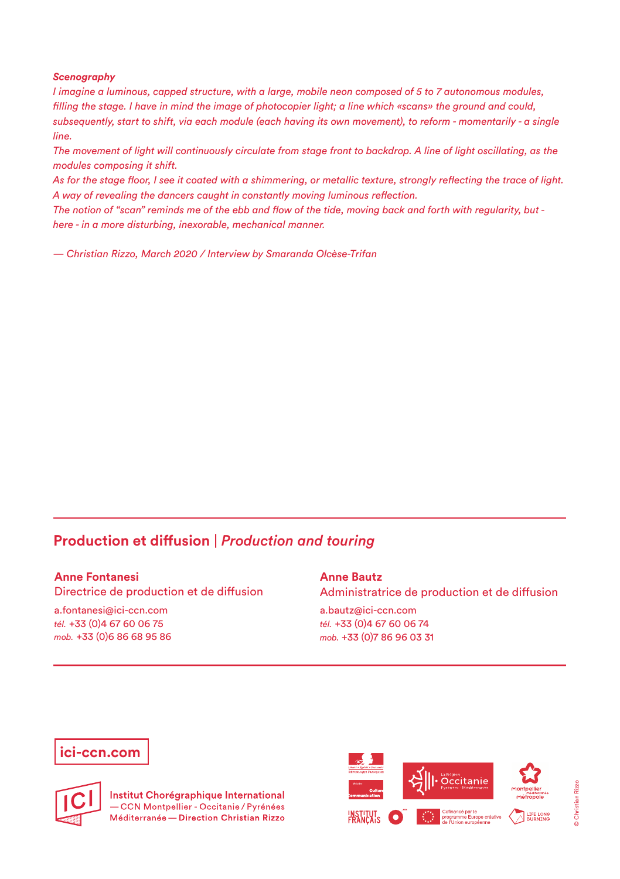***Scenography***

*I imagine a luminous, capped structure, with a large, mobile neon composed of 5 to 7 autonomous modules, filling the stage. I have in mind the image of photocopier light; a line which «scans» the ground and could, subsequently, start to shift, via each module (each having its own movement), to reform - momentarily - a single line.*

*The movement of light will continuously circulate from stage front to backdrop. A line of light oscillating, as the modules composing it shift.*

*As for the stage floor, I see it coated with a shimmering, or metallic texture, strongly reflecting the trace of light. A way of revealing the dancers caught in constantly moving luminous reflection.*

*The notion of "scan" reminds me of the ebb and flow of the tide, moving back and forth with regularity, but - here - in a more disturbing, inexorable, mechanical manner.*

*— Christian Rizzo, March 2020 / Interview by Smaranda Olcèse-Trifan*

## Production et diffusion | *Production and touring*

**Anne Fontanesi**
Directrice de production et de diffusion

a.fontanesi@ici-ccn.com
*tél.* +33 (0)4 67 60 06 75
*mob.* +33 (0)6 86 68 95 86

**Anne Bautz**
Administratrice de production et de diffusion

a.bautz@ici-ccn.com
*tél.* +33 (0)4 67 60 06 74
*mob.* +33 (0)7 86 96 03 31

**ici-ccn.com**

**Institut Chorégraphique International**
— CCN Montpellier - Occitanie / Pyrénées
Méditerranée — Direction Christian Rizzo

© Christian Rizzo